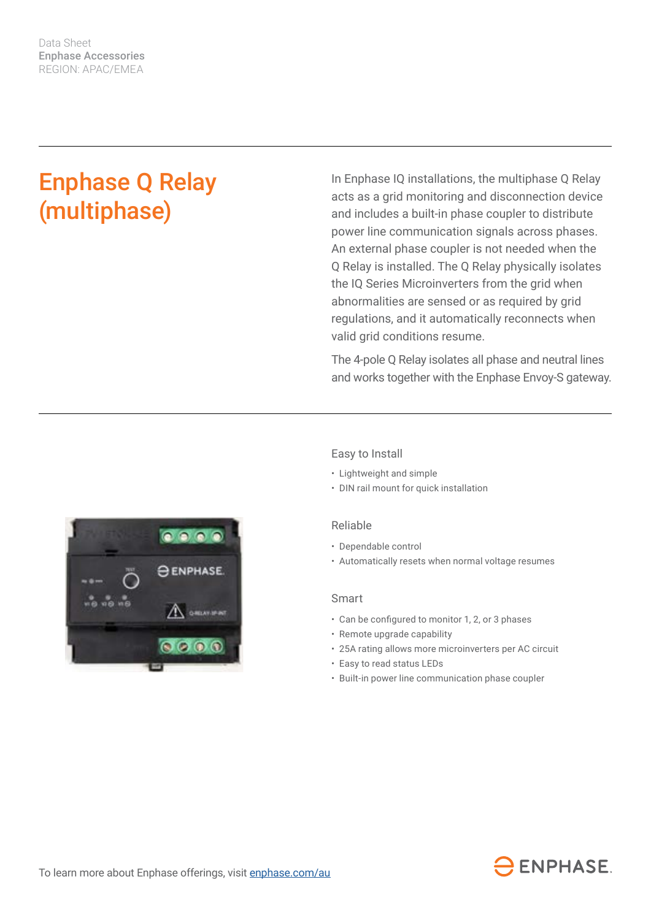Data Sheet
**Enphase Accessories**
REGION: APAC/EMEA

# Enphase Q Relay (multiphase)

In Enphase IQ installations, the multiphase Q Relay acts as a grid monitoring and disconnection device and includes a built-in phase coupler to distribute power line communication signals across phases. An external phase coupler is not needed when the Q Relay is installed. The Q Relay physically isolates the IQ Series Microinverters from the grid when abnormalities are sensed or as required by grid regulations, and it automatically reconnects when valid grid conditions resume.

The 4-pole Q Relay isolates all phase and neutral lines and works together with the Enphase Envoy-S gateway.

### Easy to Install

- Lightweight and simple
- DIN rail mount for quick installation

### Reliable

- Dependable control
- Automatically resets when normal voltage resumes

### Smart

- Can be configured to monitor 1, 2, or 3 phases
- Remote upgrade capability
- 25A rating allows more microinverters per AC circuit
- Easy to read status LEDs
- Built-in power line communication phase coupler

To learn more about Enphase offerings, visit [enphase.com/au](https://enphase.com/au)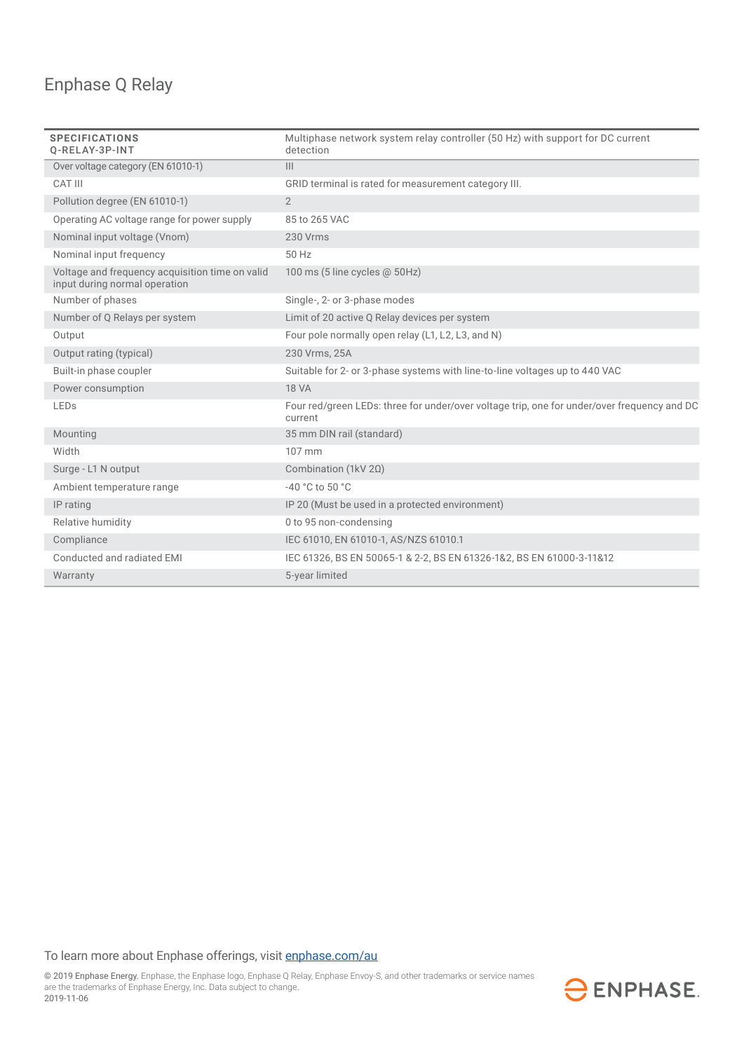# Enphase Q Relay

| SPECIFICATIONS Q-RELAY-3P-INT | Multiphase network system relay controller (50 Hz) with support for DC current detection |
|---|---|
| Over voltage category (EN 61010-1) | III |
| CAT III | GRID terminal is rated for measurement category III. |
| Pollution degree (EN 61010-1) | 2 |
| Operating AC voltage range for power supply | 85 to 265 VAC |
| Nominal input voltage (Vnom) | 230 Vrms |
| Nominal input frequency | 50 Hz |
| Voltage and frequency acquisition time on valid input during normal operation | 100 ms (5 line cycles @ 50Hz) |
| Number of phases | Single-, 2- or 3-phase modes |
| Number of Q Relays per system | Limit of 20 active Q Relay devices per system |
| Output | Four pole normally open relay (L1, L2, L3, and N) |
| Output rating (typical) | 230 Vrms, 25A |
| Built-in phase coupler | Suitable for 2- or 3-phase systems with line-to-line voltages up to 440 VAC |
| Power consumption | 18 VA |
| LEDs | Four red/green LEDs: three for under/over voltage trip, one for under/over frequency and DC current |
| Mounting | 35 mm DIN rail (standard) |
| Width | 107 mm |
| Surge - L1 N output | Combination (1kV 2Ω) |
| Ambient temperature range | -40 °C to 50 °C |
| IP rating | IP 20 (Must be used in a protected environment) |
| Relative humidity | 0 to 95 non-condensing |
| Compliance | IEC 61010, EN 61010-1, AS/NZS 61010.1 |
| Conducted and radiated EMI | IEC 61326, BS EN 50065-1 & 2-2, BS EN 61326-1&2, BS EN 61000-3-11&12 |
| Warranty | 5-year limited |

To learn more about Enphase offerings, visit [enphase.com/au](enphase.com/au)

© 2019 Enphase Energy. Enphase, the Enphase logo, Enphase Q Relay, Enphase Envoy-S, and other trademarks or service names are the trademarks of Enphase Energy, Inc. Data subject to change.
2019-11-06

ENPHASE.